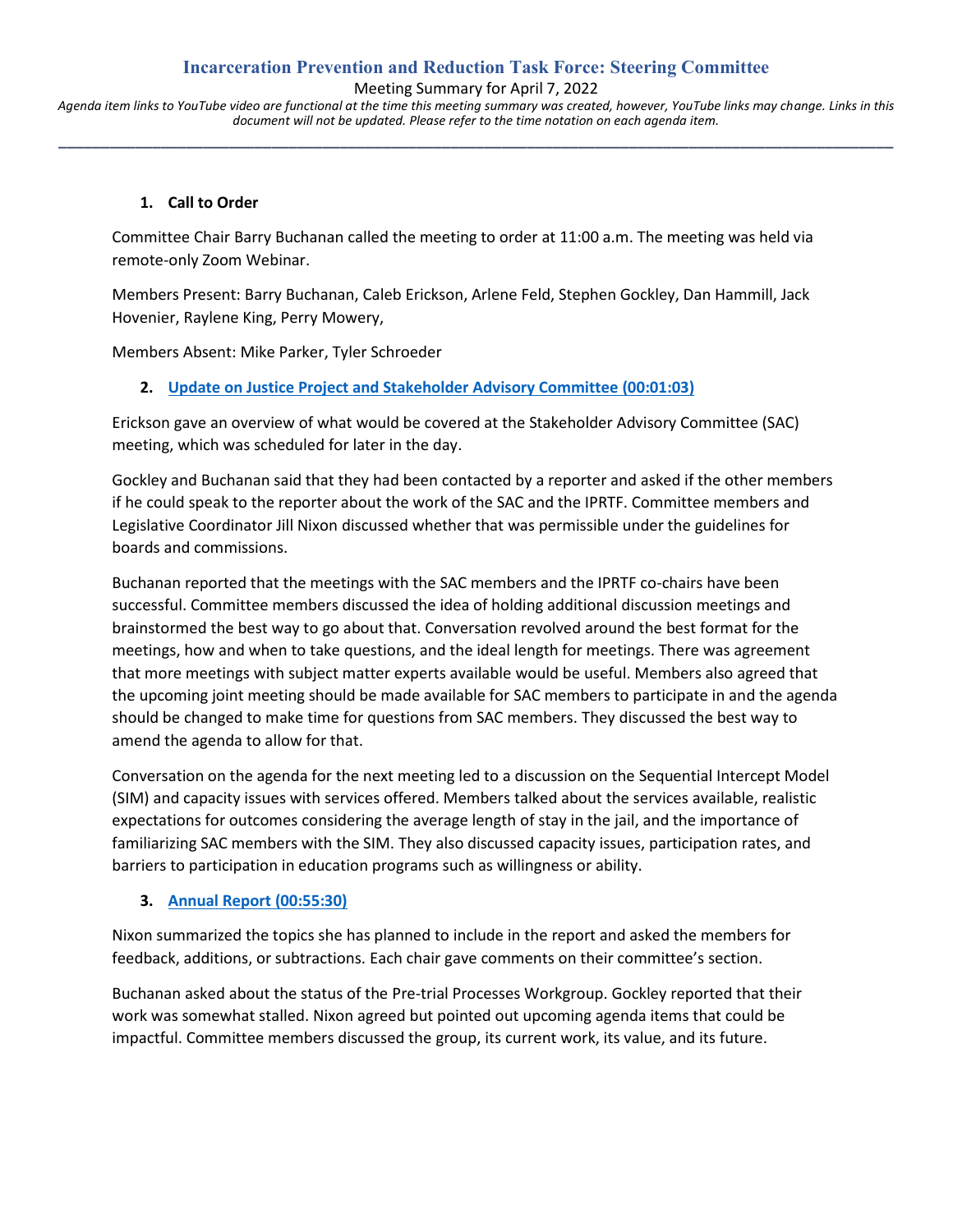# Incarceration Prevention and Reduction Task Force: Steering Committee

Meeting Summary for April 7, 2022

*Agenda item links to YouTube video are functional at the time this meeting summary was created, however, YouTube links may change. Links in this document will not be updated. Please refer to the time notation on each agenda item.*

---

1. **Call to Order**

Committee Chair Barry Buchanan called the meeting to order at 11:00 a.m. The meeting was held via remote-only Zoom Webinar.

Members Present: Barry Buchanan, Caleb Erickson, Arlene Feld, Stephen Gockley, Dan Hammill, Jack Hovenier, Raylene King, Perry Mowery,

Members Absent: Mike Parker, Tyler Schroeder

2. **Update on Justice Project and Stakeholder Advisory Committee (00:01:03)**

Erickson gave an overview of what would be covered at the Stakeholder Advisory Committee (SAC) meeting, which was scheduled for later in the day.

Gockley and Buchanan said that they had been contacted by a reporter and asked if the other members if he could speak to the reporter about the work of the SAC and the IPRTF. Committee members and Legislative Coordinator Jill Nixon discussed whether that was permissible under the guidelines for boards and commissions.

Buchanan reported that the meetings with the SAC members and the IPRTF co-chairs have been successful. Committee members discussed the idea of holding additional discussion meetings and brainstormed the best way to go about that. Conversation revolved around the best format for the meetings, how and when to take questions, and the ideal length for meetings. There was agreement that more meetings with subject matter experts available would be useful. Members also agreed that the upcoming joint meeting should be made available for SAC members to participate in and the agenda should be changed to make time for questions from SAC members. They discussed the best way to amend the agenda to allow for that.

Conversation on the agenda for the next meeting led to a discussion on the Sequential Intercept Model (SIM) and capacity issues with services offered. Members talked about the services available, realistic expectations for outcomes considering the average length of stay in the jail, and the importance of familiarizing SAC members with the SIM. They also discussed capacity issues, participation rates, and barriers to participation in education programs such as willingness or ability.

3. **Annual Report (00:55:30)**

Nixon summarized the topics she has planned to include in the report and asked the members for feedback, additions, or subtractions. Each chair gave comments on their committee's section.

Buchanan asked about the status of the Pre-trial Processes Workgroup. Gockley reported that their work was somewhat stalled. Nixon agreed but pointed out upcoming agenda items that could be impactful. Committee members discussed the group, its current work, its value, and its future.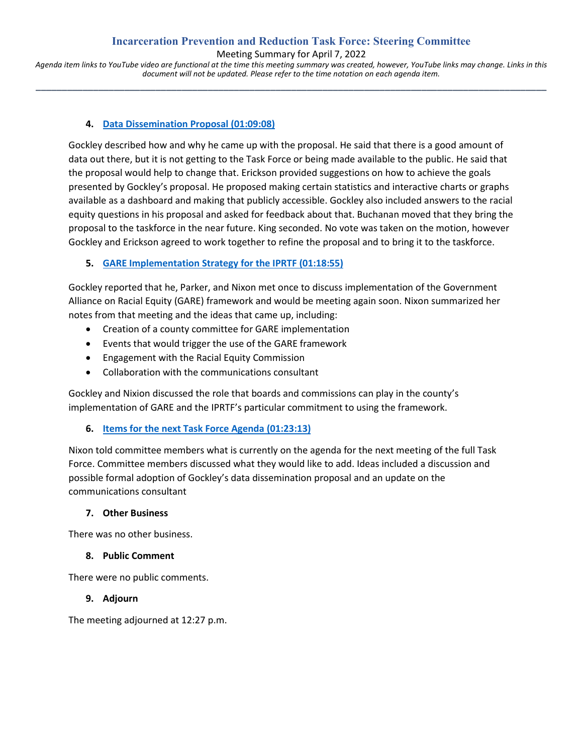4. **Data Dissemination Proposal (01:09:08)**

Gockley described how and why he came up with the proposal. He said that there is a good amount of data out there, but it is not getting to the Task Force or being made available to the public. He said that the proposal would help to change that. Erickson provided suggestions on how to achieve the goals presented by Gockley's proposal. He proposed making certain statistics and interactive charts or graphs available as a dashboard and making that publicly accessible. Gockley also included answers to the racial equity questions in his proposal and asked for feedback about that. Buchanan moved that they bring the proposal to the taskforce in the near future. King seconded. No vote was taken on the motion, however Gockley and Erickson agreed to work together to refine the proposal and to bring it to the taskforce.

5. **GARE Implementation Strategy for the IPRTF (01:18:55)**

Gockley reported that he, Parker, and Nixon met once to discuss implementation of the Government Alliance on Racial Equity (GARE) framework and would be meeting again soon. Nixon summarized her notes from that meeting and the ideas that came up, including:

- Creation of a county committee for GARE implementation
- Events that would trigger the use of the GARE framework
- Engagement with the Racial Equity Commission
- Collaboration with the communications consultant

Gockley and Nixion discussed the role that boards and commissions can play in the county's implementation of GARE and the IPRTF's particular commitment to using the framework.

6. **Items for the next Task Force Agenda (01:23:13)**

Nixon told committee members what is currently on the agenda for the next meeting of the full Task Force. Committee members discussed what they would like to add. Ideas included a discussion and possible formal adoption of Gockley's data dissemination proposal and an update on the communications consultant

7. **Other Business**

There was no other business.

8. **Public Comment**

There were no public comments.

9. **Adjourn**

The meeting adjourned at 12:27 p.m.